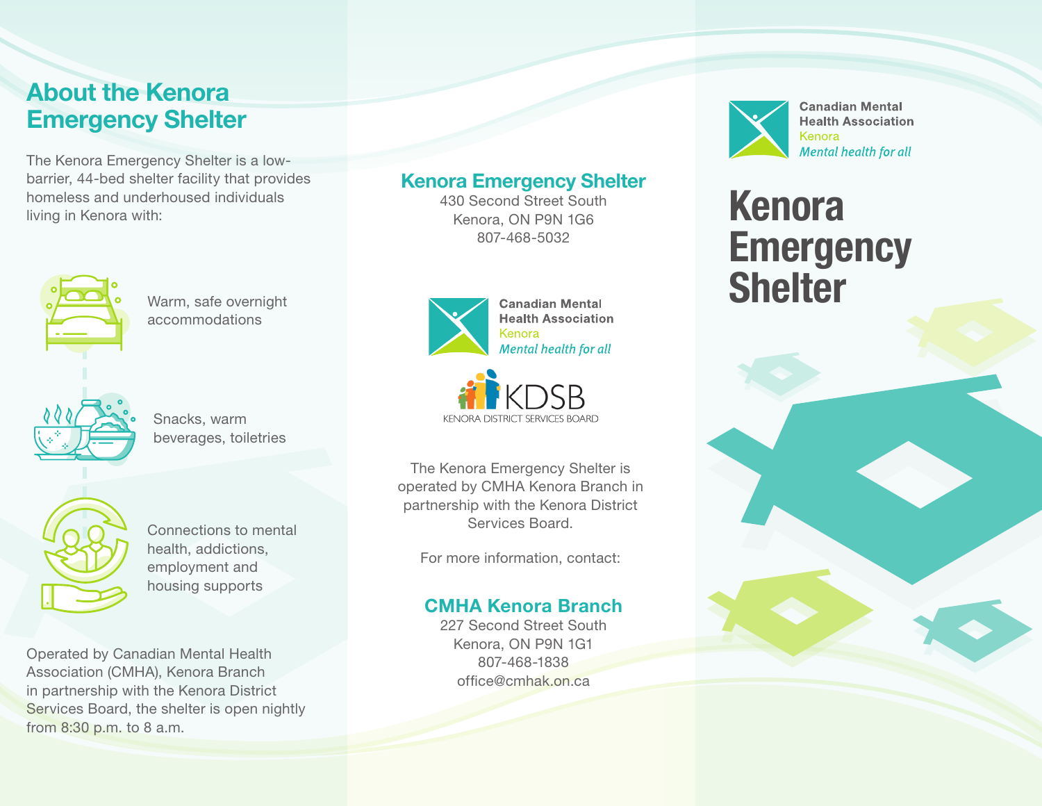## About the Kenora Emergency Shelter

The Kenora Emergency Shelter is a low-barrier, 44-bed shelter facility that provides homeless and underhoused individuals living in Kenora with:

- Warm, safe overnight accommodations
- Snacks, warm beverages, toiletries
- Connections to mental health, addictions, employment and housing supports

Operated by Canadian Mental Health Association (CMHA), Kenora Branch in partnership with the Kenora District Services Board, the shelter is open nightly from 8:30 p.m. to 8 a.m.

### Kenora Emergency Shelter

430 Second Street South
Kenora, ON P9N 1G6
807-468-5032

Canadian Mental Health Association
Kenora
*Mental health for all*

KDSB
KENORA DISTRICT SERVICES BOARD

The Kenora Emergency Shelter is operated by CMHA Kenora Branch in partnership with the Kenora District Services Board.

For more information, contact:

### CMHA Kenora Branch

227 Second Street South
Kenora, ON P9N 1G1
807-468-1838
office@cmhak.on.ca

Canadian Mental Health Association
Kenora
*Mental health for all*

# Kenora Emergency Shelter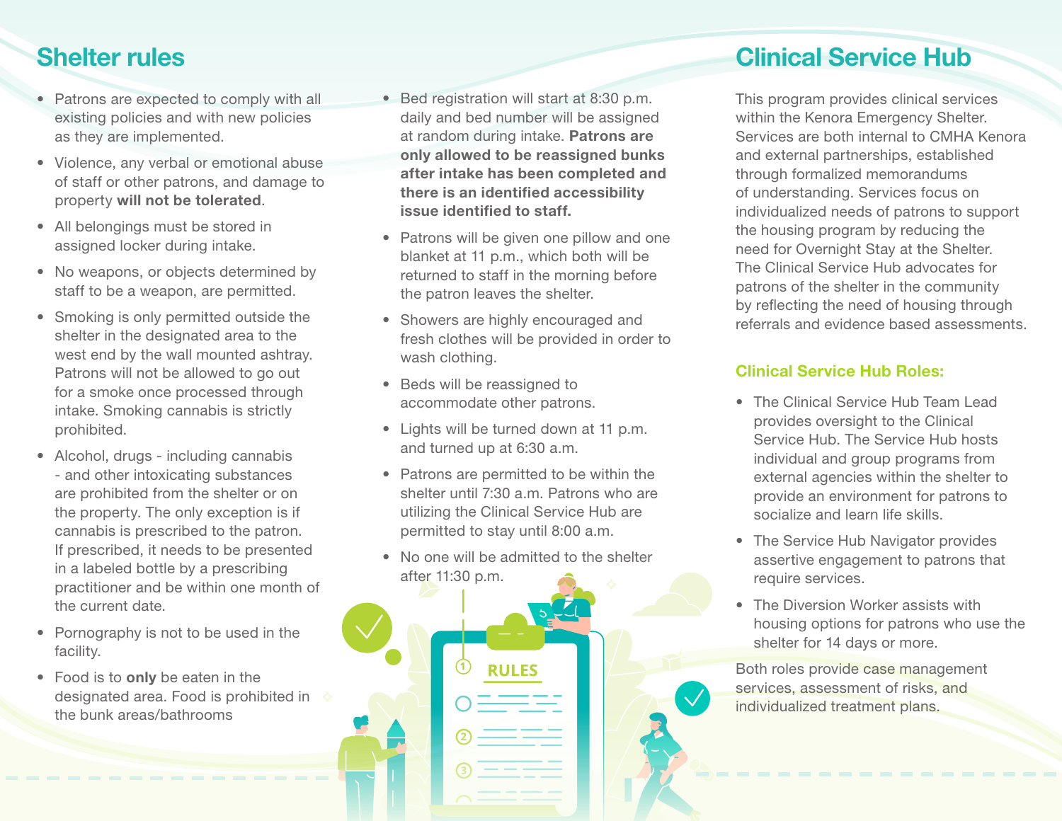## Shelter rules

- Patrons are expected to comply with all existing policies and with new policies as they are implemented.
- Violence, any verbal or emotional abuse of staff or other patrons, and damage to property **will not be tolerated**.
- All belongings must be stored in assigned locker during intake.
- No weapons, or objects determined by staff to be a weapon, are permitted.
- Smoking is only permitted outside the shelter in the designated area to the west end by the wall mounted ashtray. Patrons will not be allowed to go out for a smoke once processed through intake. Smoking cannabis is strictly prohibited.
- Alcohol, drugs - including cannabis - and other intoxicating substances are prohibited from the shelter or on the property. The only exception is if cannabis is prescribed to the patron. If prescribed, it needs to be presented in a labeled bottle by a prescribing practitioner and be within one month of the current date.
- Pornography is not to be used in the facility.
- Food is to **only** be eaten in the designated area. Food is prohibited in the bunk areas/bathrooms
- Bed registration will start at 8:30 p.m. daily and bed number will be assigned at random during intake. **Patrons are only allowed to be reassigned bunks after intake has been completed and there is an identified accessibility issue identified to staff.**
- Patrons will be given one pillow and one blanket at 11 p.m., which both will be returned to staff in the morning before the patron leaves the shelter.
- Showers are highly encouraged and fresh clothes will be provided in order to wash clothing.
- Beds will be reassigned to accommodate other patrons.
- Lights will be turned down at 11 p.m. and turned up at 6:30 a.m.
- Patrons are permitted to be within the shelter until 7:30 a.m. Patrons who are utilizing the Clinical Service Hub are permitted to stay until 8:00 a.m.
- No one will be admitted to the shelter after 11:30 p.m.

## Clinical Service Hub

This program provides clinical services within the Kenora Emergency Shelter. Services are both internal to CMHA Kenora and external partnerships, established through formalized memorandums of understanding. Services focus on individualized needs of patrons to support the housing program by reducing the need for Overnight Stay at the Shelter. The Clinical Service Hub advocates for patrons of the shelter in the community by reflecting the need of housing through referrals and evidence based assessments.

### Clinical Service Hub Roles:

- The Clinical Service Hub Team Lead provides oversight to the Clinical Service Hub. The Service Hub hosts individual and group programs from external agencies within the shelter to provide an environment for patrons to socialize and learn life skills.
- The Service Hub Navigator provides assertive engagement to patrons that require services.
- The Diversion Worker assists with housing options for patrons who use the shelter for 14 days or more.

Both roles provide case management services, assessment of risks, and individualized treatment plans.